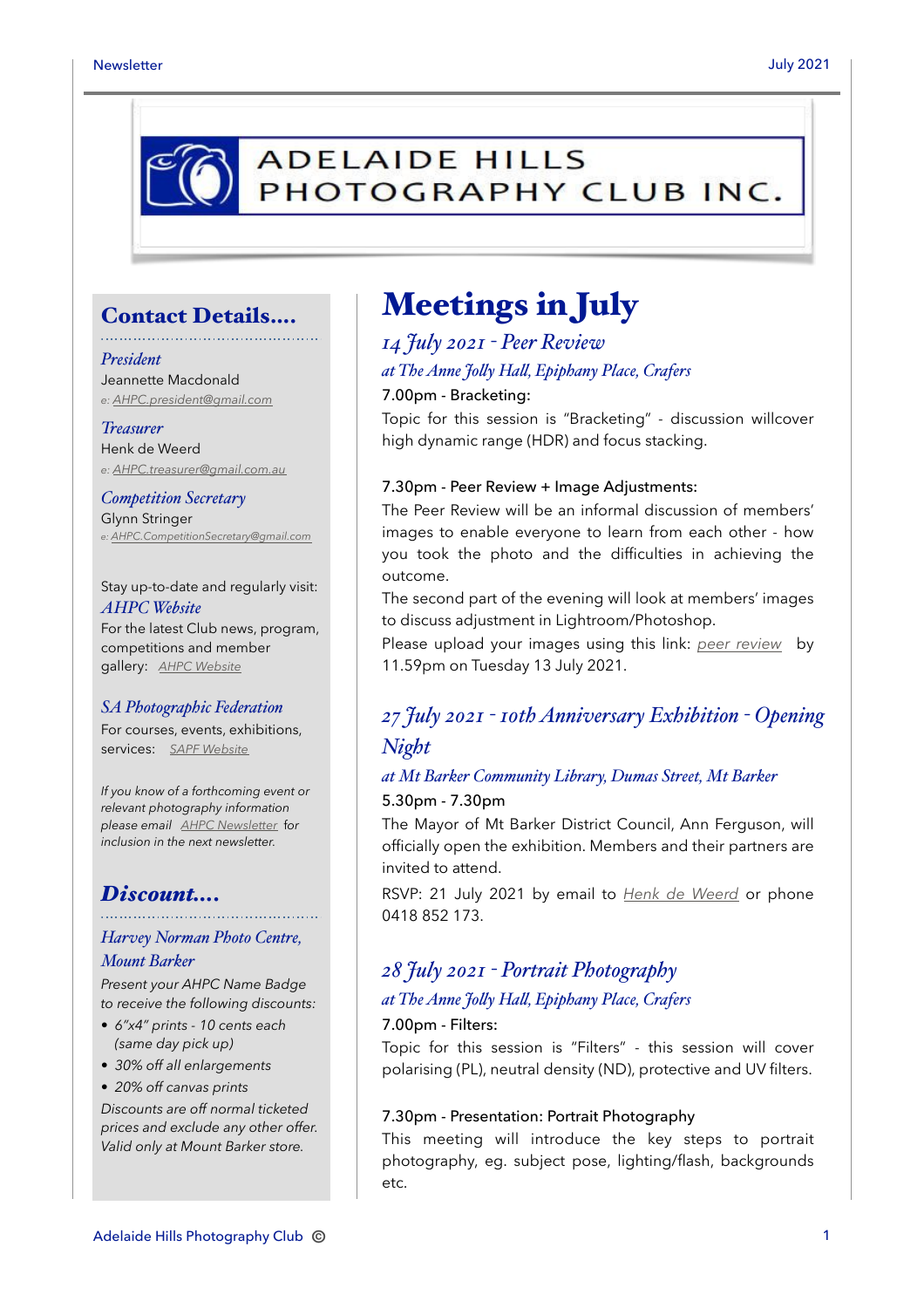# ADELAIDE HILLS PHOTOGRAPHY CLUB INC.

## Contact Details....

*President*
Jeannette Macdonald
e: AHPC.president@gmail.com

*Treasurer*
Henk de Weerd
e: AHPC.treasurer@gmail.com.au

*Competition Secretary*
Glynn Stringer
e: AHPC.CompetitionSecretary@gmail.com

Stay up-to-date and regularly visit:
*AHPC Website*
For the latest Club news, program, competitions and member gallery: AHPC Website

*SA Photographic Federation*
For courses, events, exhibitions, services: SAPF Website

*If you know of a forthcoming event or relevant photography information please email AHPC Newsletter for inclusion in the next newsletter.*

## Discount....

*Harvey Norman Photo Centre, Mount Barker*

*Present your AHPC Name Badge to receive the following discounts:*

- *6"x4" prints - 10 cents each (same day pick up)*
- *30% off all enlargements*
- *20% off canvas prints*

*Discounts are off normal ticketed prices and exclude any other offer. Valid only at Mount Barker store.*

# Meetings in July

### *14 July 2021 - Peer Review*

*at The Anne Jolly Hall, Epiphany Place, Crafers*

7.00pm - Bracketing:
Topic for this session is "Bracketing" - discussion willcover high dynamic range (HDR) and focus stacking.

7.30pm - Peer Review + Image Adjustments:
The Peer Review will be an informal discussion of members' images to enable everyone to learn from each other - how you took the photo and the difficulties in achieving the outcome.
The second part of the evening will look at members' images to discuss adjustment in Lightroom/Photoshop.
Please upload your images using this link: *peer review* by 11.59pm on Tuesday 13 July 2021.

### *27 July 2021 - 10th Anniversary Exhibition - Opening Night*

*at Mt Barker Community Library, Dumas Street, Mt Barker*

5.30pm - 7.30pm
The Mayor of Mt Barker District Council, Ann Ferguson, will officially open the exhibition. Members and their partners are invited to attend.
RSVP: 21 July 2021 by email to Henk de Weerd or phone 0418 852 173.

### *28 July 2021 - Portrait Photography*

*at The Anne Jolly Hall, Epiphany Place, Crafers*

7.00pm - Filters:
Topic for this session is "Filters" - this session will cover polarising (PL), neutral density (ND), protective and UV filters.

7.30pm - Presentation: Portrait Photography
This meeting will introduce the key steps to portrait photography, eg. subject pose, lighting/flash, backgrounds etc.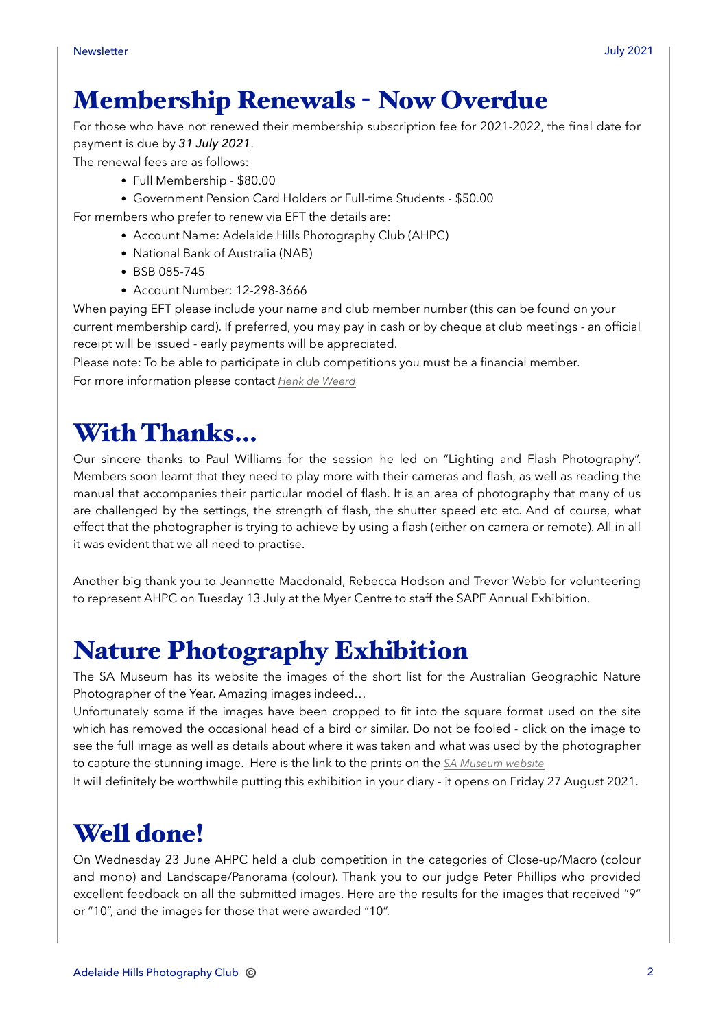# Membership Renewals - Now Overdue

For those who have not renewed their membership subscription fee for 2021-2022, the final date for payment is due by ***31 July 2021***.

The renewal fees are as follows:

- Full Membership - $80.00
- Government Pension Card Holders or Full-time Students - $50.00

For members who prefer to renew via EFT the details are:

- Account Name: Adelaide Hills Photography Club (AHPC)
- National Bank of Australia (NAB)
- BSB 085-745
- Account Number: 12-298-3666

When paying EFT please include your name and club member number (this can be found on your current membership card). If preferred, you may pay in cash or by cheque at club meetings - an official receipt will be issued - early payments will be appreciated.

Please note: To be able to participate in club competitions you must be a financial member.

For more information please contact *Henk de Weerd*

# With Thanks…

Our sincere thanks to Paul Williams for the session he led on "Lighting and Flash Photography". Members soon learnt that they need to play more with their cameras and flash, as well as reading the manual that accompanies their particular model of flash. It is an area of photography that many of us are challenged by the settings, the strength of flash, the shutter speed etc etc. And of course, what effect that the photographer is trying to achieve by using a flash (either on camera or remote). All in all it was evident that we all need to practise.

Another big thank you to Jeannette Macdonald, Rebecca Hodson and Trevor Webb for volunteering to represent AHPC on Tuesday 13 July at the Myer Centre to staff the SAPF Annual Exhibition.

# Nature Photography Exhibition

The SA Museum has its website the images of the short list for the Australian Geographic Nature Photographer of the Year. Amazing images indeed…

Unfortunately some if the images have been cropped to fit into the square format used on the site which has removed the occasional head of a bird or similar. Do not be fooled - click on the image to see the full image as well as details about where it was taken and what was used by the photographer to capture the stunning image. Here is the link to the prints on the *SA Museum website*

It will definitely be worthwhile putting this exhibition in your diary - it opens on Friday 27 August 2021.

# Well done!

On Wednesday 23 June AHPC held a club competition in the categories of Close-up/Macro (colour and mono) and Landscape/Panorama (colour). Thank you to our judge Peter Phillips who provided excellent feedback on all the submitted images. Here are the results for the images that received "9" or "10", and the images for those that were awarded "10".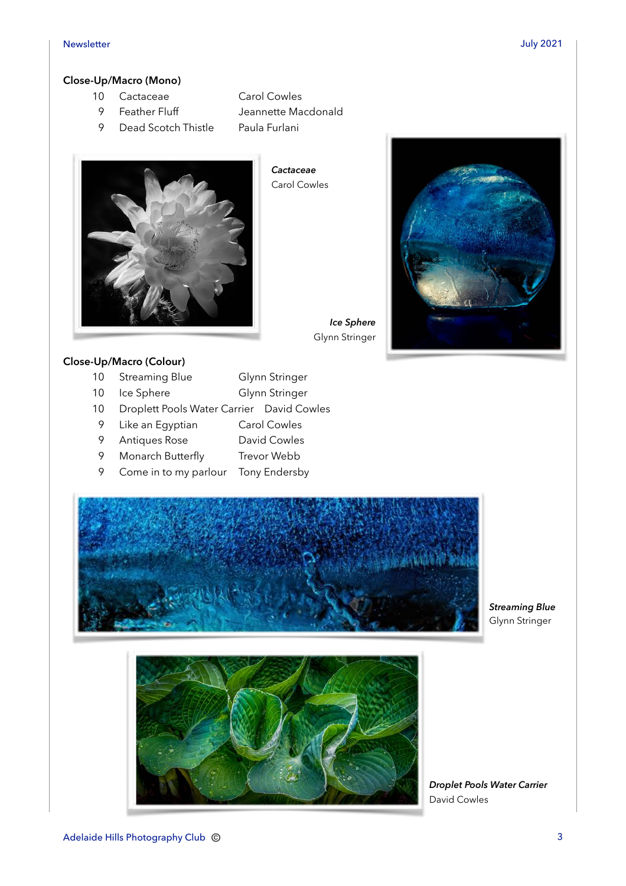## Close-Up/Macro (Mono)

| Score | Title | Photographer |
|---|---|---|
| 10 | Cactaceae | Carol Cowles |
| 9 | Feather Fluff | Jeannette Macdonald |
| 9 | Dead Scotch Thistle | Paula Furlani |

***Cactaceae***
Carol Cowles

***Ice Sphere***
Glynn Stringer

## Close-Up/Macro (Colour)

| Score | Title | Photographer |
|---|---|---|
| 10 | Streaming Blue | Glynn Stringer |
| 10 | Ice Sphere | Glynn Stringer |
| 10 | Droplett Pools Water Carrier | David Cowles |
| 9 | Like an Egyptian | Carol Cowles |
| 9 | Antiques Rose | David Cowles |
| 9 | Monarch Butterfly | Trevor Webb |
| 9 | Come in to my parlour | Tony Endersby |

***Streaming Blue***
Glynn Stringer

***Droplet Pools Water Carrier***
David Cowles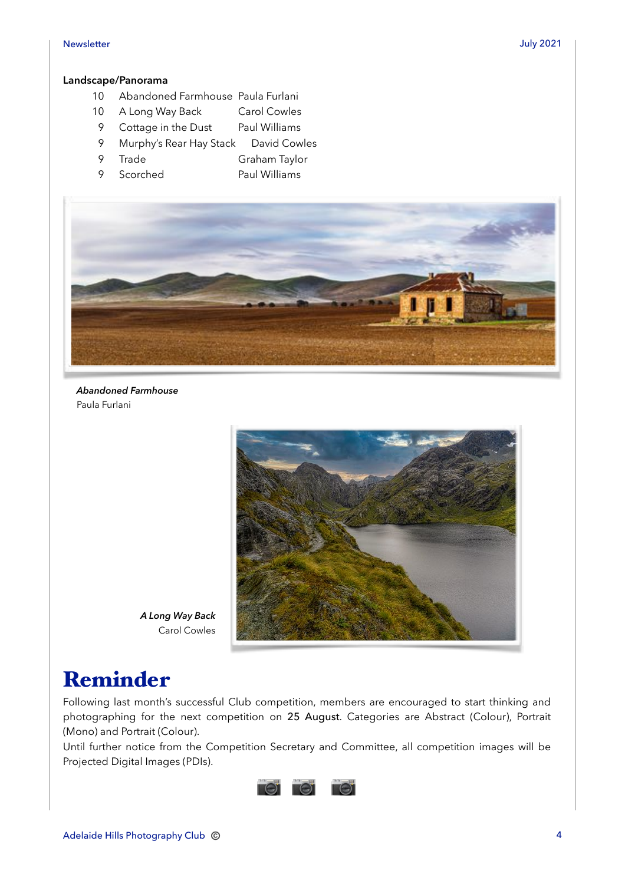**Landscape/Panorama**

| | | |
|---|---|---|
| 10 | Abandoned Farmhouse | Paula Furlani |
| 10 | A Long Way Back | Carol Cowles |
| 9 | Cottage in the Dust | Paul Williams |
| 9 | Murphy's Rear Hay Stack | David Cowles |
| 9 | Trade | Graham Taylor |
| 9 | Scorched | Paul Williams |

***Abandoned Farmhouse***
Paula Furlani

***A Long Way Back***
Carol Cowles

# Reminder

Following last month's successful Club competition, members are encouraged to start thinking and photographing for the next competition on 25 August. Categories are Abstract (Colour), Portrait (Mono) and Portrait (Colour).

Until further notice from the Competition Secretary and Committee, all competition images will be Projected Digital Images (PDIs).